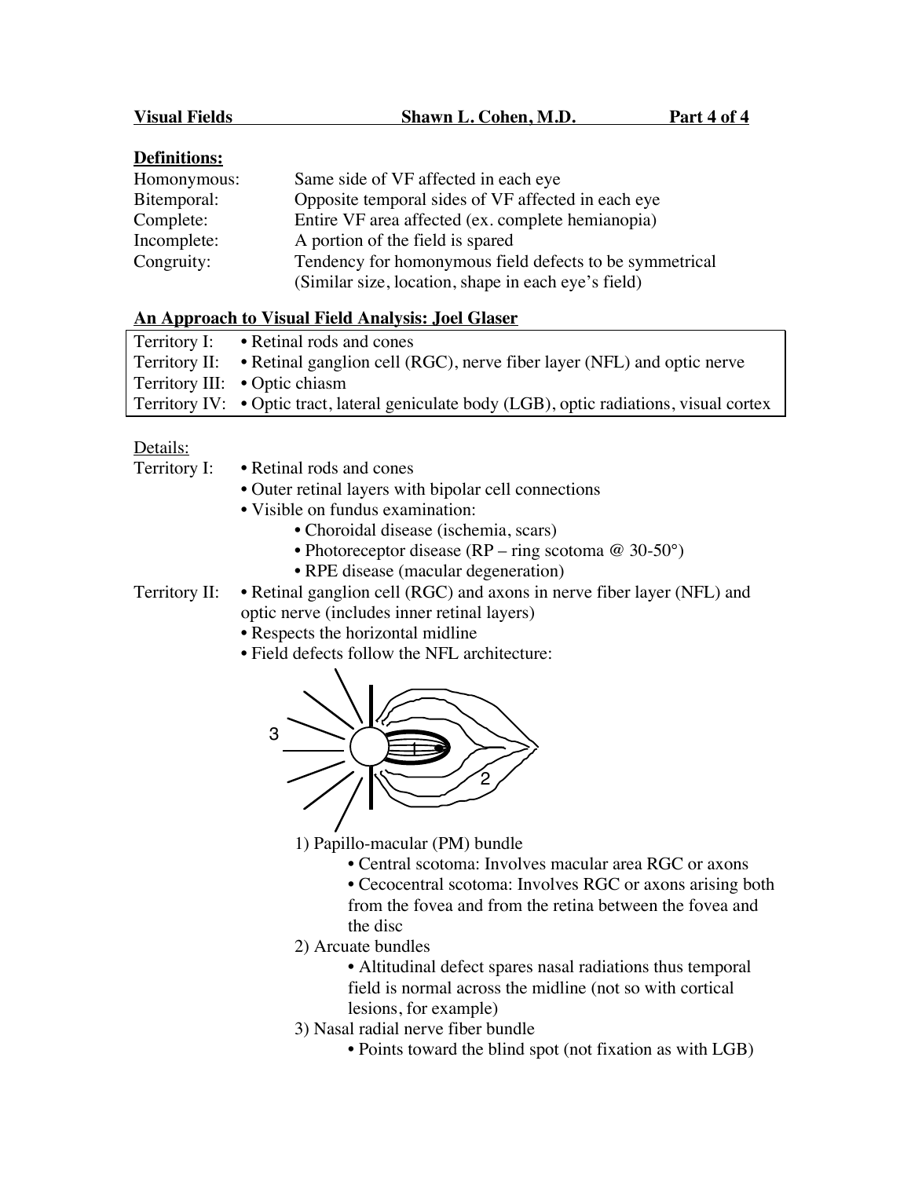**Visual Fields** **Shawn L. Cohen, M.D.** **Part 4 of 4**

## Definitions:

| | |
|---|---|
| Homonymous: | Same side of VF affected in each eye |
| Bitemporal: | Opposite temporal sides of VF affected in each eye |
| Complete: | Entire VF area affected (ex. complete hemianopia) |
| Incomplete: | A portion of the field is spared |
| Congruity: | Tendency for homonymous field defects to be symmetrical (Similar size, location, shape in each eye's field) |

## An Approach to Visual Field Analysis: Joel Glaser

| | |
|---|---|
| Territory I: | • Retinal rods and cones |
| Territory II: | • Retinal ganglion cell (RGC), nerve fiber layer (NFL) and optic nerve |
| Territory III: | • Optic chiasm |
| Territory IV: | • Optic tract, lateral geniculate body (LGB), optic radiations, visual cortex |

Details:

Territory I:
- Retinal rods and cones
- Outer retinal layers with bipolar cell connections
- Visible on fundus examination:
  - Choroidal disease (ischemia, scars)
  - Photoreceptor disease (RP – ring scotoma @ 30-50°)
  - RPE disease (macular degeneration)

Territory II:
- Retinal ganglion cell (RGC) and axons in nerve fiber layer (NFL) and optic nerve (includes inner retinal layers)
- Respects the horizontal midline
- Field defects follow the NFL architecture:

1) Papillo-macular (PM) bundle
   - Central scotoma: Involves macular area RGC or axons
   - Cecocentral scotoma: Involves RGC or axons arising both from the fovea and from the retina between the fovea and the disc

2) Arcuate bundles
   - Altitudinal defect spares nasal radiations thus temporal field is normal across the midline (not so with cortical lesions, for example)

3) Nasal radial nerve fiber bundle
   - Points toward the blind spot (not fixation as with LGB)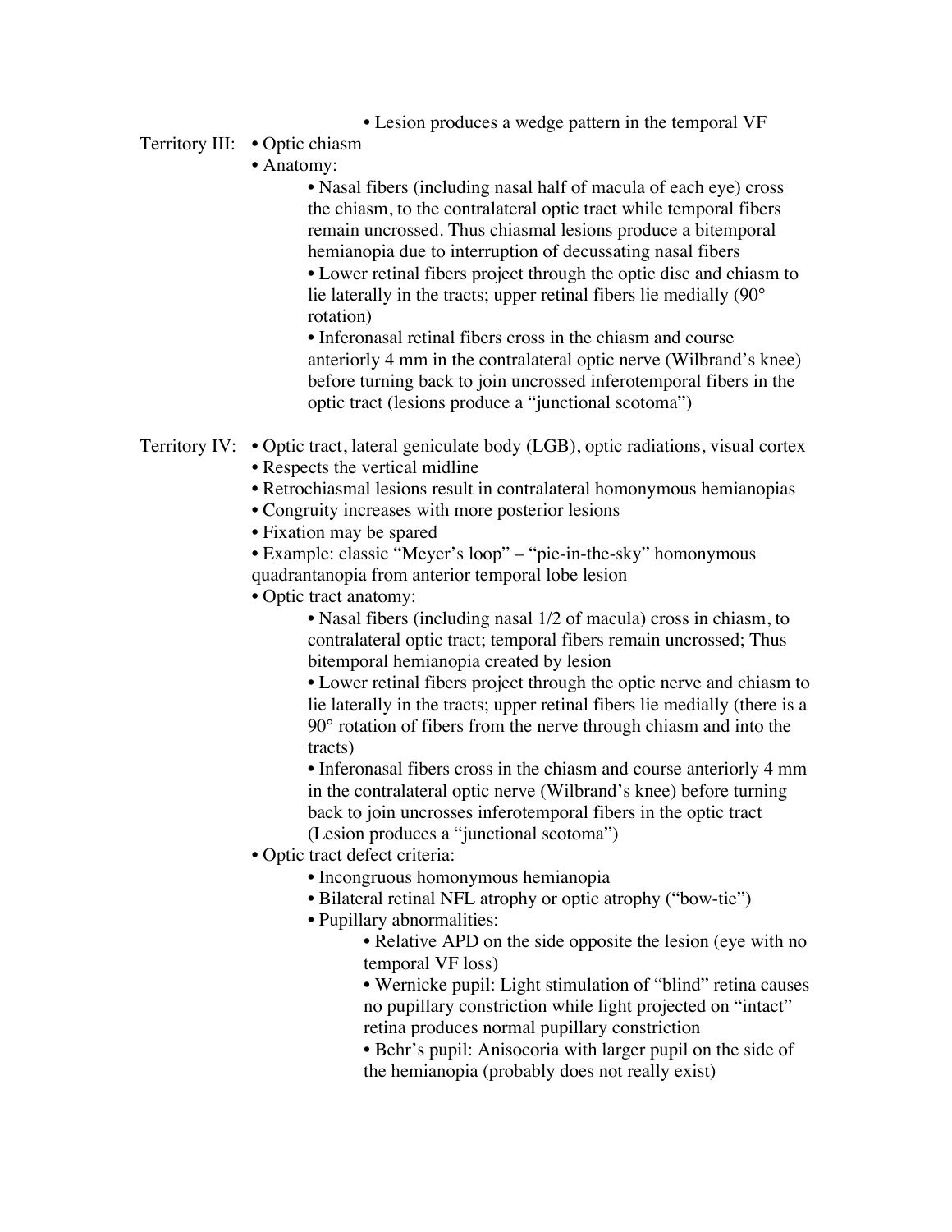- Lesion produces a wedge pattern in the temporal VF

Territory III:
- Optic chiasm
- Anatomy:
  - Nasal fibers (including nasal half of macula of each eye) cross the chiasm, to the contralateral optic tract while temporal fibers remain uncrossed. Thus chiasmal lesions produce a bitemporal hemianopia due to interruption of decussating nasal fibers
  - Lower retinal fibers project through the optic disc and chiasm to lie laterally in the tracts; upper retinal fibers lie medially (90° rotation)
  - Inferonasal retinal fibers cross in the chiasm and course anteriorly 4 mm in the contralateral optic nerve (Wilbrand's knee) before turning back to join uncrossed inferotemporal fibers in the optic tract (lesions produce a "junctional scotoma")

Territory IV:
- Optic tract, lateral geniculate body (LGB), optic radiations, visual cortex
- Respects the vertical midline
- Retrochiasmal lesions result in contralateral homonymous hemianopias
- Congruity increases with more posterior lesions
- Fixation may be spared
- Example: classic "Meyer's loop" – "pie-in-the-sky" homonymous quadrantanopia from anterior temporal lobe lesion
- Optic tract anatomy:
  - Nasal fibers (including nasal 1/2 of macula) cross in chiasm, to contralateral optic tract; temporal fibers remain uncrossed; Thus bitemporal hemianopia created by lesion
  - Lower retinal fibers project through the optic nerve and chiasm to lie laterally in the tracts; upper retinal fibers lie medially (there is a 90° rotation of fibers from the nerve through chiasm and into the tracts)
  - Inferonasal fibers cross in the chiasm and course anteriorly 4 mm in the contralateral optic nerve (Wilbrand's knee) before turning back to join uncrosses inferotemporal fibers in the optic tract (Lesion produces a "junctional scotoma")
- Optic tract defect criteria:
  - Incongruous homonymous hemianopia
  - Bilateral retinal NFL atrophy or optic atrophy ("bow-tie")
  - Pupillary abnormalities:
    - Relative APD on the side opposite the lesion (eye with no temporal VF loss)
    - Wernicke pupil: Light stimulation of "blind" retina causes no pupillary constriction while light projected on "intact" retina produces normal pupillary constriction
    - Behr's pupil: Anisocoria with larger pupil on the side of the hemianopia (probably does not really exist)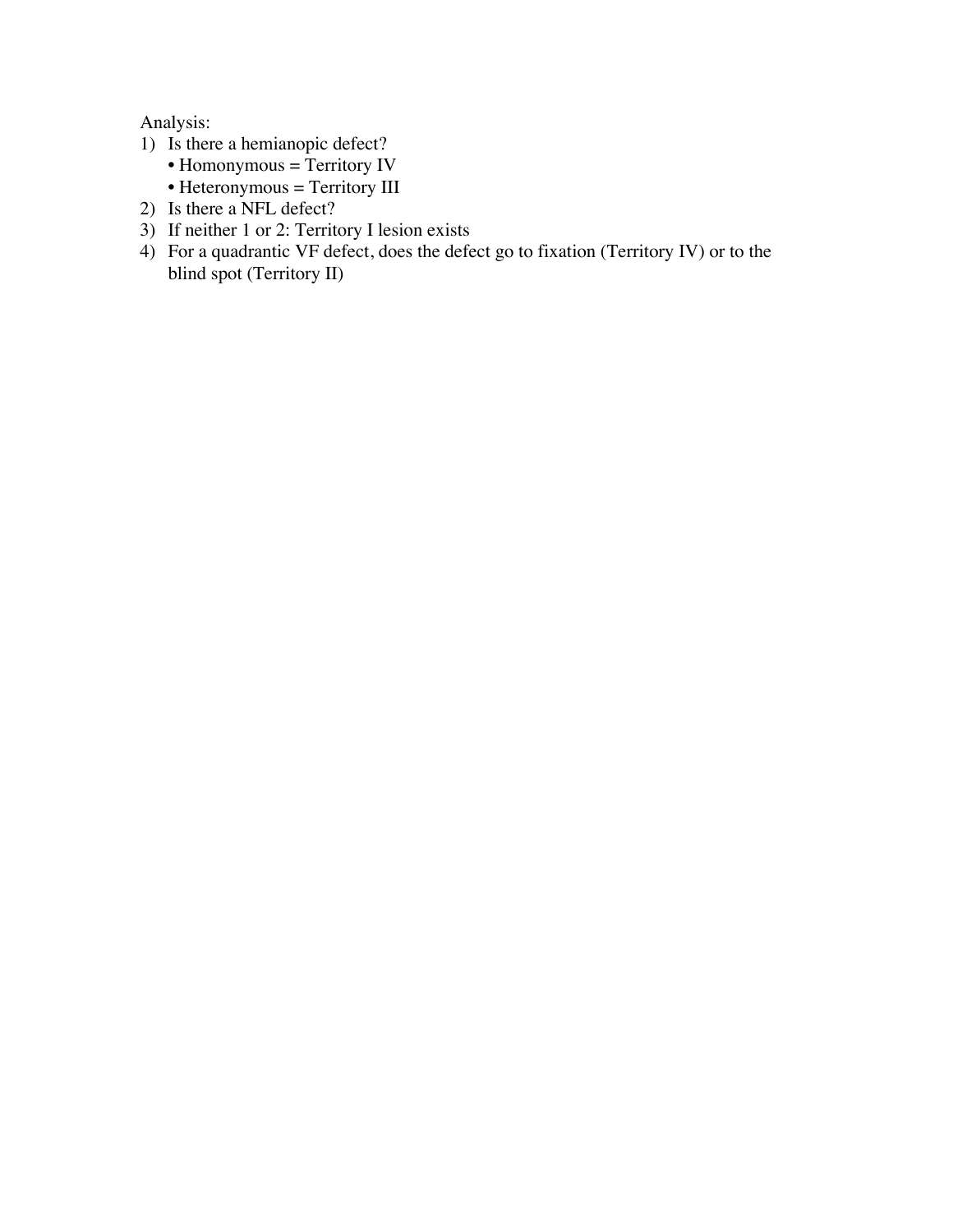Analysis:

1) Is there a hemianopic defect?
   - Homonymous = Territory IV
   - Heteronymous = Territory III
2) Is there a NFL defect?
3) If neither 1 or 2: Territory I lesion exists
4) For a quadrantic VF defect, does the defect go to fixation (Territory IV) or to the blind spot (Territory II)